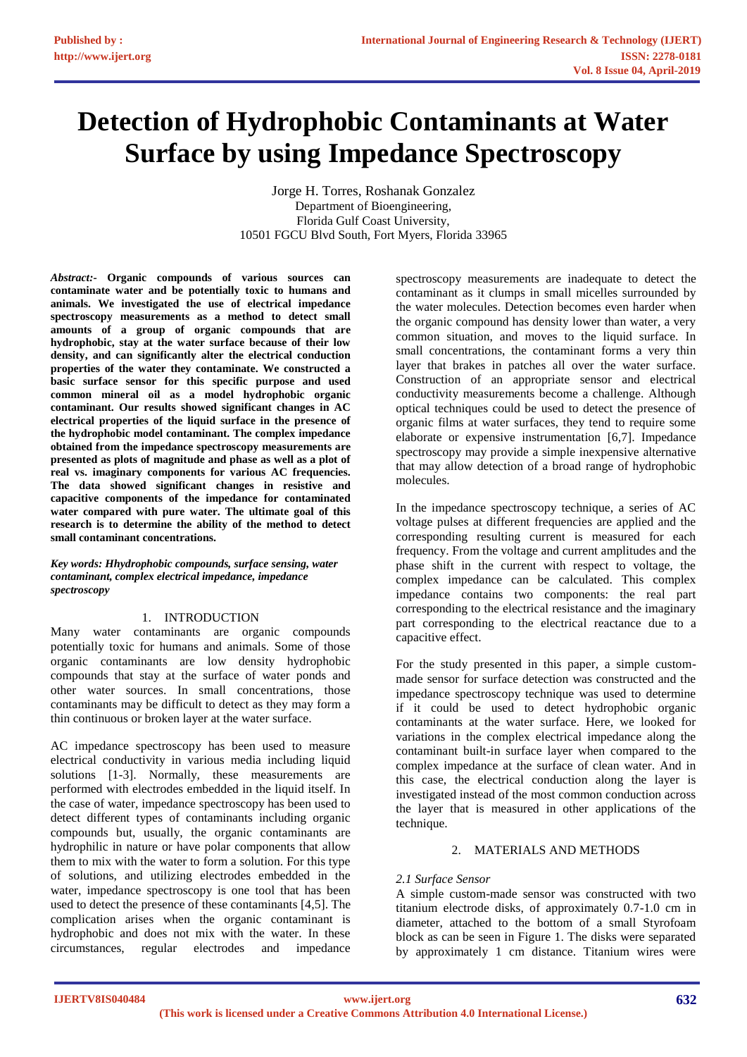# Detection of Hydrophobic Contaminants at Water Surface by using Impedance Spectroscopy

Jorge H. Torres, Roshanak Gonzalez
Department of Bioengineering,
Florida Gulf Coast University,
10501 FGCU Blvd South, Fort Myers, Florida 33965

***Abstract:-*** **Organic compounds of various sources can contaminate water and be potentially toxic to humans and animals. We investigated the use of electrical impedance spectroscopy measurements as a method to detect small amounts of a group of organic compounds that are hydrophobic, stay at the water surface because of their low density, and can significantly alter the electrical conduction properties of the water they contaminate. We constructed a basic surface sensor for this specific purpose and used common mineral oil as a model hydrophobic organic contaminant. Our results showed significant changes in AC electrical properties of the liquid surface in the presence of the hydrophobic model contaminant. The complex impedance obtained from the impedance spectroscopy measurements are presented as plots of magnitude and phase as well as a plot of real vs. imaginary components for various AC frequencies. The data showed significant changes in resistive and capacitive components of the impedance for contaminated water compared with pure water. The ultimate goal of this research is to determine the ability of the method to detect small contaminant concentrations.**

***Key words: Hhydrophobic compounds, surface sensing, water contaminant, complex electrical impedance, impedance spectroscopy***

## 1. INTRODUCTION

Many water contaminants are organic compounds potentially toxic for humans and animals. Some of those organic contaminants are low density hydrophobic compounds that stay at the surface of water ponds and other water sources. In small concentrations, those contaminants may be difficult to detect as they may form a thin continuous or broken layer at the water surface.

AC impedance spectroscopy has been used to measure electrical conductivity in various media including liquid solutions [1-3]. Normally, these measurements are performed with electrodes embedded in the liquid itself. In the case of water, impedance spectroscopy has been used to detect different types of contaminants including organic compounds but, usually, the organic contaminants are hydrophilic in nature or have polar components that allow them to mix with the water to form a solution. For this type of solutions, and utilizing electrodes embedded in the water, impedance spectroscopy is one tool that has been used to detect the presence of these contaminants [4,5]. The complication arises when the organic contaminant is hydrophobic and does not mix with the water. In these circumstances, regular electrodes and impedance spectroscopy measurements are inadequate to detect the contaminant as it clumps in small micelles surrounded by the water molecules. Detection becomes even harder when the organic compound has density lower than water, a very common situation, and moves to the liquid surface. In small concentrations, the contaminant forms a very thin layer that brakes in patches all over the water surface. Construction of an appropriate sensor and electrical conductivity measurements become a challenge. Although optical techniques could be used to detect the presence of organic films at water surfaces, they tend to require some elaborate or expensive instrumentation [6,7]. Impedance spectroscopy may provide a simple inexpensive alternative that may allow detection of a broad range of hydrophobic molecules.

In the impedance spectroscopy technique, a series of AC voltage pulses at different frequencies are applied and the corresponding resulting current is measured for each frequency. From the voltage and current amplitudes and the phase shift in the current with respect to voltage, the complex impedance can be calculated. This complex impedance contains two components: the real part corresponding to the electrical resistance and the imaginary part corresponding to the electrical reactance due to a capacitive effect.

For the study presented in this paper, a simple custom-made sensor for surface detection was constructed and the impedance spectroscopy technique was used to determine if it could be used to detect hydrophobic organic contaminants at the water surface. Here, we looked for variations in the complex electrical impedance along the contaminant built-in surface layer when compared to the complex impedance at the surface of clean water. And in this case, the electrical conduction along the layer is investigated instead of the most common conduction across the layer that is measured in other applications of the technique.

## 2. MATERIALS AND METHODS

### *2.1 Surface Sensor*

A simple custom-made sensor was constructed with two titanium electrode disks, of approximately 0.7-1.0 cm in diameter, attached to the bottom of a small Styrofoam block as can be seen in Figure 1. The disks were separated by approximately 1 cm distance. Titanium wires were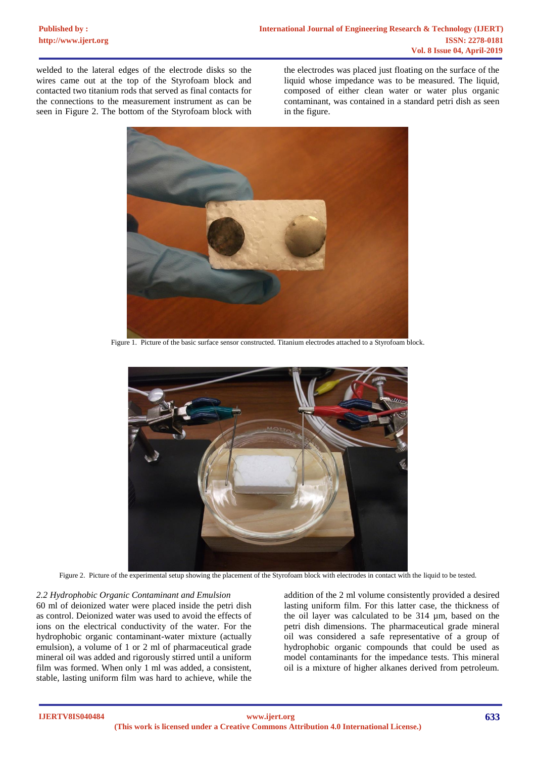welded to the lateral edges of the electrode disks so the wires came out at the top of the Styrofoam block and contacted two titanium rods that served as final contacts for the connections to the measurement instrument as can be seen in Figure 2. The bottom of the Styrofoam block with the electrodes was placed just floating on the surface of the liquid whose impedance was to be measured. The liquid, composed of either clean water or water plus organic contaminant, was contained in a standard petri dish as seen in the figure.

Figure 1. Picture of the basic surface sensor constructed. Titanium electrodes attached to a Styrofoam block.

Figure 2. Picture of the experimental setup showing the placement of the Styrofoam block with electrodes in contact with the liquid to be tested.

*2.2 Hydrophobic Organic Contaminant and Emulsion*

60 ml of deionized water were placed inside the petri dish as control. Deionized water was used to avoid the effects of ions on the electrical conductivity of the water. For the hydrophobic organic contaminant-water mixture (actually emulsion), a volume of 1 or 2 ml of pharmaceutical grade mineral oil was added and rigorously stirred until a uniform film was formed. When only 1 ml was added, a consistent, stable, lasting uniform film was hard to achieve, while the addition of the 2 ml volume consistently provided a desired lasting uniform film. For this latter case, the thickness of the oil layer was calculated to be 314 µm, based on the petri dish dimensions. The pharmaceutical grade mineral oil was considered a safe representative of a group of hydrophobic organic compounds that could be used as model contaminants for the impedance tests. This mineral oil is a mixture of higher alkanes derived from petroleum.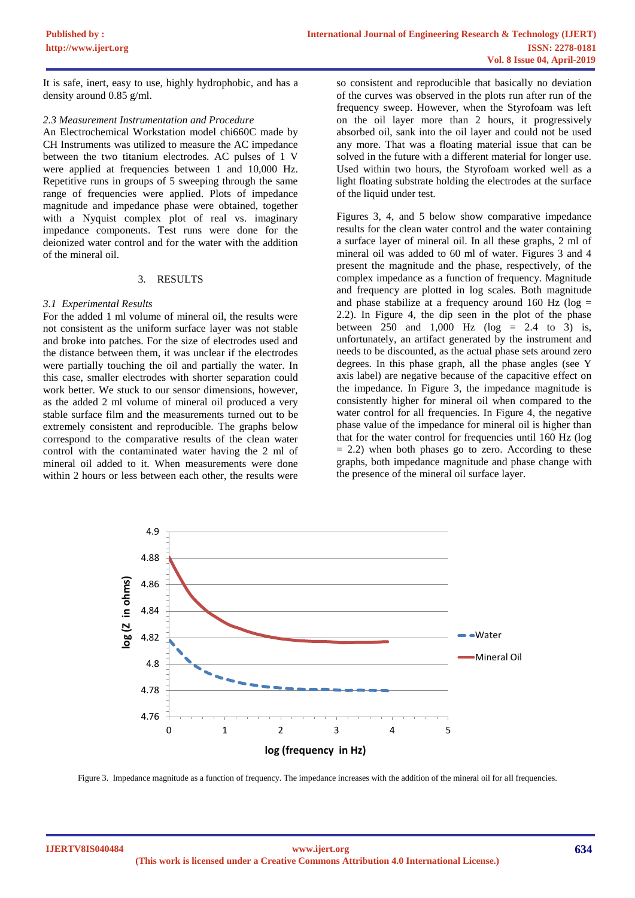It is safe, inert, easy to use, highly hydrophobic, and has a density around 0.85 g/ml.

*2.3 Measurement Instrumentation and Procedure*

An Electrochemical Workstation model chi660C made by CH Instruments was utilized to measure the AC impedance between the two titanium electrodes. AC pulses of 1 V were applied at frequencies between 1 and 10,000 Hz. Repetitive runs in groups of 5 sweeping through the same range of frequencies were applied. Plots of impedance magnitude and impedance phase were obtained, together with a Nyquist complex plot of real vs. imaginary impedance components. Test runs were done for the deionized water control and for the water with the addition of the mineral oil.

## 3. RESULTS

*3.1 Experimental Results*

For the added 1 ml volume of mineral oil, the results were not consistent as the uniform surface layer was not stable and broke into patches. For the size of electrodes used and the distance between them, it was unclear if the electrodes were partially touching the oil and partially the water. In this case, smaller electrodes with shorter separation could work better. We stuck to our sensor dimensions, however, as the added 2 ml volume of mineral oil produced a very stable surface film and the measurements turned out to be extremely consistent and reproducible. The graphs below correspond to the comparative results of the clean water control with the contaminated water having the 2 ml of mineral oil added to it. When measurements were done within 2 hours or less between each other, the results were so consistent and reproducible that basically no deviation of the curves was observed in the plots run after run of the frequency sweep. However, when the Styrofoam was left on the oil layer more than 2 hours, it progressively absorbed oil, sank into the oil layer and could not be used any more. That was a floating material issue that can be solved in the future with a different material for longer use. Used within two hours, the Styrofoam worked well as a light floating substrate holding the electrodes at the surface of the liquid under test.

Figures 3, 4, and 5 below show comparative impedance results for the clean water control and the water containing a surface layer of mineral oil. In all these graphs, 2 ml of mineral oil was added to 60 ml of water. Figures 3 and 4 present the magnitude and the phase, respectively, of the complex impedance as a function of frequency. Magnitude and frequency are plotted in log scales. Both magnitude and phase stabilize at a frequency around 160 Hz (log = 2.2). In Figure 4, the dip seen in the plot of the phase between 250 and 1,000 Hz (log = 2.4 to 3) is, unfortunately, an artifact generated by the instrument and needs to be discounted, as the actual phase sets around zero degrees. In this phase graph, all the phase angles (see Y axis label) are negative because of the capacitive effect on the impedance. In Figure 3, the impedance magnitude is consistently higher for mineral oil when compared to the water control for all frequencies. In Figure 4, the negative phase value of the impedance for mineral oil is higher than that for the water control for frequencies until 160 Hz (log = 2.2) when both phases go to zero. According to these graphs, both impedance magnitude and phase change with the presence of the mineral oil surface layer.

Figure 3. Impedance magnitude as a function of frequency. The impedance increases with the addition of the mineral oil for all frequencies.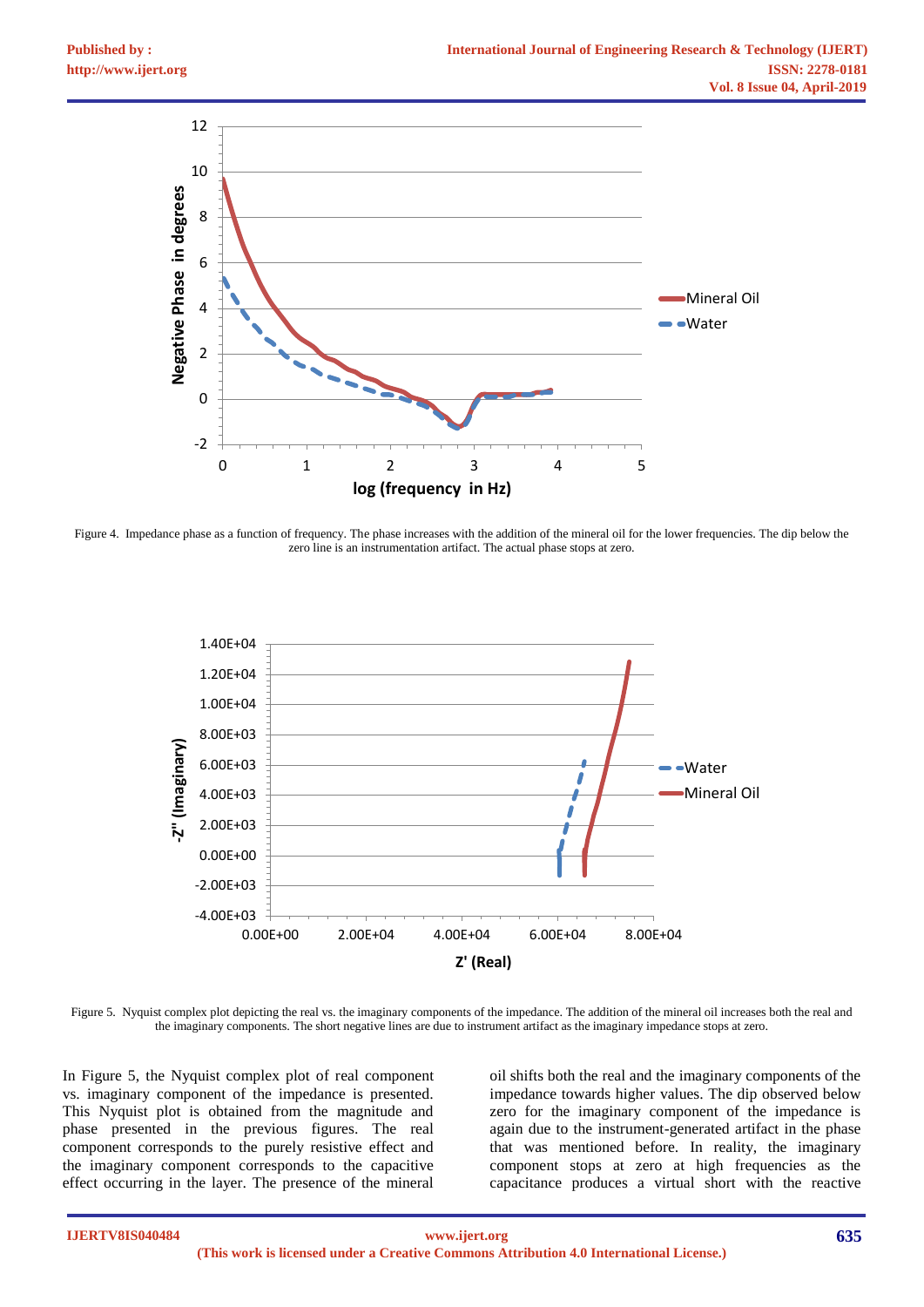Figure 4. Impedance phase as a function of frequency. The phase increases with the addition of the mineral oil for the lower frequencies. The dip below the zero line is an instrumentation artifact. The actual phase stops at zero.

Figure 5. Nyquist complex plot depicting the real vs. the imaginary components of the impedance. The addition of the mineral oil increases both the real and the imaginary components. The short negative lines are due to instrument artifact as the imaginary impedance stops at zero.

In Figure 5, the Nyquist complex plot of real component vs. imaginary component of the impedance is presented. This Nyquist plot is obtained from the magnitude and phase presented in the previous figures. The real component corresponds to the purely resistive effect and the imaginary component corresponds to the capacitive effect occurring in the layer. The presence of the mineral oil shifts both the real and the imaginary components of the impedance towards higher values. The dip observed below zero for the imaginary component of the impedance is again due to the instrument-generated artifact in the phase that was mentioned before. In reality, the imaginary component stops at zero at high frequencies as the capacitance produces a virtual short with the reactive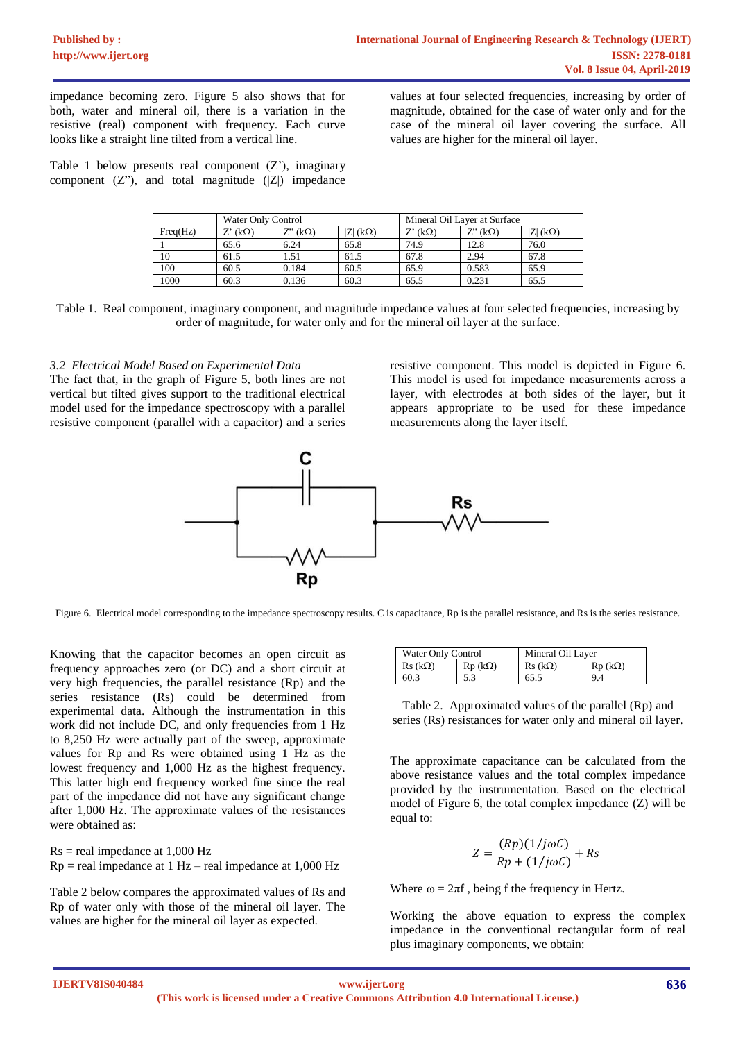impedance becoming zero. Figure 5 also shows that for both, water and mineral oil, there is a variation in the resistive (real) component with frequency. Each curve looks like a straight line tilted from a vertical line.

Table 1 below presents real component (Z'), imaginary component (Z"), and total magnitude (|Z|) impedance values at four selected frequencies, increasing by order of magnitude, obtained for the case of water only and for the case of the mineral oil layer covering the surface. All values are higher for the mineral oil layer.

| | Water Only Control | | | Mineral Oil Layer at Surface | | |
|---|---|---|---|---|---|---|
| Freq(Hz) | Z' (kΩ) | Z" (kΩ) | \|Z\| (kΩ) | Z' (kΩ) | Z" (kΩ) | \|Z\| (kΩ) |
| 1 | 65.6 | 6.24 | 65.8 | 74.9 | 12.8 | 76.0 |
| 10 | 61.5 | 1.51 | 61.5 | 67.8 | 2.94 | 67.8 |
| 100 | 60.5 | 0.184 | 60.5 | 65.9 | 0.583 | 65.9 |
| 1000 | 60.3 | 0.136 | 60.3 | 65.5 | 0.231 | 65.5 |

Table 1. Real component, imaginary component, and magnitude impedance values at four selected frequencies, increasing by order of magnitude, for water only and for the mineral oil layer at the surface.

### *3.2 Electrical Model Based on Experimental Data*

The fact that, in the graph of Figure 5, both lines are not vertical but tilted gives support to the traditional electrical model used for the impedance spectroscopy with a parallel resistive component (parallel with a capacitor) and a series resistive component. This model is depicted in Figure 6. This model is used for impedance measurements across a layer, with electrodes at both sides of the layer, but it appears appropriate to be used for these impedance measurements along the layer itself.

Figure 6. Electrical model corresponding to the impedance spectroscopy results. C is capacitance, Rp is the parallel resistance, and Rs is the series resistance.

Knowing that the capacitor becomes an open circuit as frequency approaches zero (or DC) and a short circuit at very high frequencies, the parallel resistance (Rp) and the series resistance (Rs) could be determined from experimental data. Although the instrumentation in this work did not include DC, and only frequencies from 1 Hz to 8,250 Hz were actually part of the sweep, approximate values for Rp and Rs were obtained using 1 Hz as the lowest frequency and 1,000 Hz as the highest frequency. This latter high end frequency worked fine since the real part of the impedance did not have any significant change after 1,000 Hz. The approximate values of the resistances were obtained as:

Rs = real impedance at 1,000 Hz
Rp = real impedance at 1 Hz – real impedance at 1,000 Hz

Table 2 below compares the approximated values of Rs and Rp of water only with those of the mineral oil layer. The values are higher for the mineral oil layer as expected.

| Water Only Control | | Mineral Oil Layer | |
|---|---|---|---|
| Rs (kΩ) | Rp (kΩ) | Rs (kΩ) | Rp (kΩ) |
| 60.3 | 5.3 | 65.5 | 9.4 |

Table 2. Approximated values of the parallel (Rp) and series (Rs) resistances for water only and mineral oil layer.

The approximate capacitance can be calculated from the above resistance values and the total complex impedance provided by the instrumentation. Based on the electrical model of Figure 6, the total complex impedance (Z) will be equal to:

$$Z = \frac{(Rp)(1/j\omega C)}{Rp + (1/j\omega C)} + Rs$$

Where $\omega = 2\pi f$ , being f the frequency in Hertz.

Working the above equation to express the complex impedance in the conventional rectangular form of real plus imaginary components, we obtain: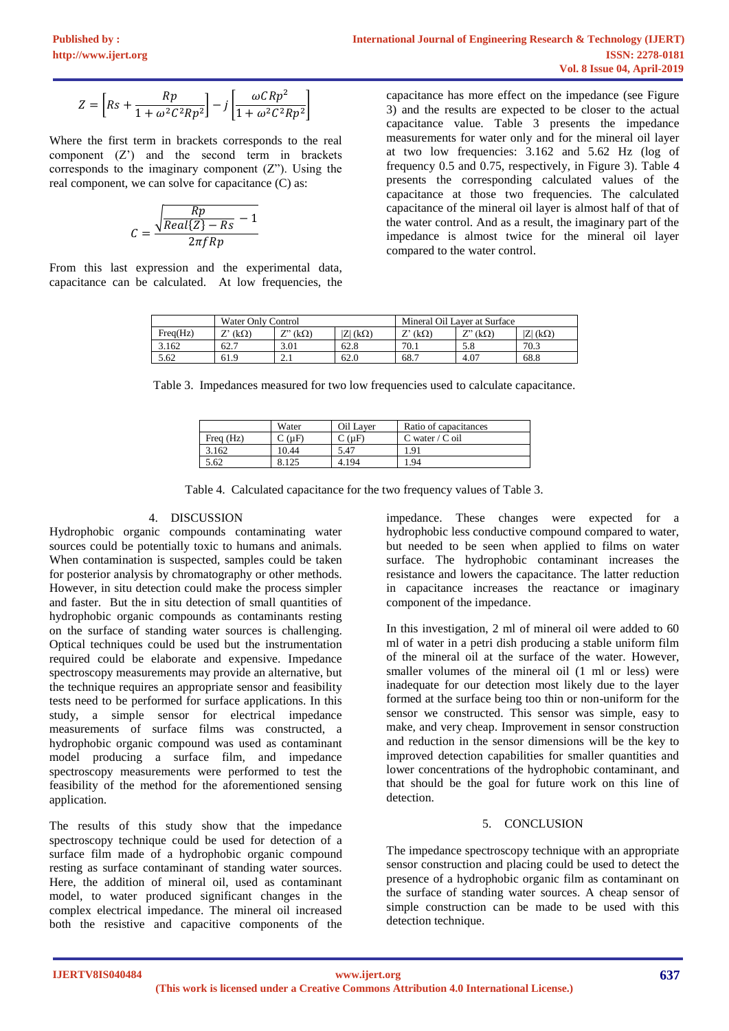$$Z = \left[ Rs + \frac{Rp}{1 + \omega^2 C^2 Rp^2} \right] - j \left[ \frac{\omega C Rp^2}{1 + \omega^2 C^2 Rp^2} \right]$$

Where the first term in brackets corresponds to the real component (Z') and the second term in brackets corresponds to the imaginary component (Z"). Using the real component, we can solve for capacitance (C) as:

$$C = \frac{\sqrt{\frac{Rp}{Real\{Z\} - Rs} - 1}}{2\pi f Rp}$$

From this last expression and the experimental data, capacitance can be calculated. At low frequencies, the capacitance has more effect on the impedance (see Figure 3) and the results are expected to be closer to the actual capacitance value. Table 3 presents the impedance measurements for water only and for the mineral oil layer at two low frequencies: 3.162 and 5.62 Hz (log of frequency 0.5 and 0.75, respectively, in Figure 3). Table 4 presents the corresponding calculated values of the capacitance at those two frequencies. The calculated capacitance of the mineral oil layer is almost half of that of the water control. And as a result, the imaginary part of the impedance is almost twice for the mineral oil layer compared to the water control.

| | Water Only Control | | | Mineral Oil Layer at Surface | | |
|---|---|---|---|---|---|---|
| Freq(Hz) | Z' (kΩ) | Z" (kΩ) | \|Z\| (kΩ) | Z' (kΩ) | Z" (kΩ) | \|Z\| (kΩ) |
| 3.162 | 62.7 | 3.01 | 62.8 | 70.1 | 5.8 | 70.3 |
| 5.62 | 61.9 | 2.1 | 62.0 | 68.7 | 4.07 | 68.8 |

Table 3. Impedances measured for two low frequencies used to calculate capacitance.

| | Water | Oil Layer | Ratio of capacitances |
|---|---|---|---|
| Freq (Hz) | C (μF) | C (μF) | C water / C oil |
| 3.162 | 10.44 | 5.47 | 1.91 |
| 5.62 | 8.125 | 4.194 | 1.94 |

Table 4. Calculated capacitance for the two frequency values of Table 3.

## 4. DISCUSSION

Hydrophobic organic compounds contaminating water sources could be potentially toxic to humans and animals. When contamination is suspected, samples could be taken for posterior analysis by chromatography or other methods. However, in situ detection could make the process simpler and faster. But the in situ detection of small quantities of hydrophobic organic compounds as contaminants resting on the surface of standing water sources is challenging. Optical techniques could be used but the instrumentation required could be elaborate and expensive. Impedance spectroscopy measurements may provide an alternative, but the technique requires an appropriate sensor and feasibility tests need to be performed for surface applications. In this study, a simple sensor for electrical impedance measurements of surface films was constructed, a hydrophobic organic compound was used as contaminant model producing a surface film, and impedance spectroscopy measurements were performed to test the feasibility of the method for the aforementioned sensing application.

The results of this study show that the impedance spectroscopy technique could be used for detection of a surface film made of a hydrophobic organic compound resting as surface contaminant of standing water sources. Here, the addition of mineral oil, used as contaminant model, to water produced significant changes in the complex electrical impedance. The mineral oil increased both the resistive and capacitive components of the impedance. These changes were expected for a hydrophobic less conductive compound compared to water, but needed to be seen when applied to films on water surface. The hydrophobic contaminant increases the resistance and lowers the capacitance. The latter reduction in capacitance increases the reactance or imaginary component of the impedance.

In this investigation, 2 ml of mineral oil were added to 60 ml of water in a petri dish producing a stable uniform film of the mineral oil at the surface of the water. However, smaller volumes of the mineral oil (1 ml or less) were inadequate for our detection most likely due to the layer formed at the surface being too thin or non-uniform for the sensor we constructed. This sensor was simple, easy to make, and very cheap. Improvement in sensor construction and reduction in the sensor dimensions will be the key to improved detection capabilities for smaller quantities and lower concentrations of the hydrophobic contaminant, and that should be the goal for future work on this line of detection.

## 5. CONCLUSION

The impedance spectroscopy technique with an appropriate sensor construction and placing could be used to detect the presence of a hydrophobic organic film as contaminant on the surface of standing water sources. A cheap sensor of simple construction can be made to be used with this detection technique.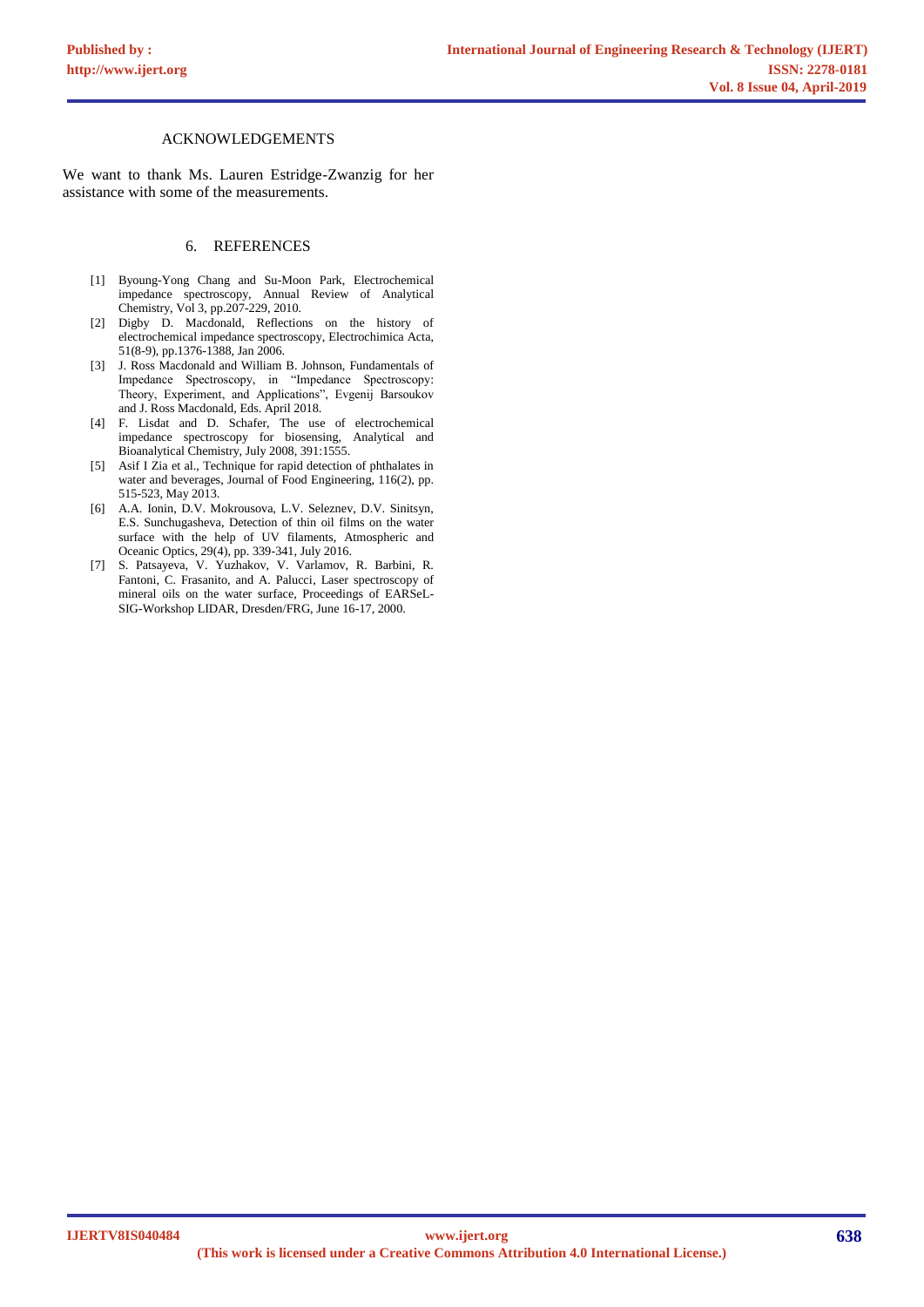## ACKNOWLEDGEMENTS

We want to thank Ms. Lauren Estridge-Zwanzig for her assistance with some of the measurements.

## 6. REFERENCES

[1] Byoung-Yong Chang and Su-Moon Park, Electrochemical impedance spectroscopy, Annual Review of Analytical Chemistry, Vol 3, pp.207-229, 2010.

[2] Digby D. Macdonald, Reflections on the history of electrochemical impedance spectroscopy, Electrochimica Acta, 51(8-9), pp.1376-1388, Jan 2006.

[3] J. Ross Macdonald and William B. Johnson, Fundamentals of Impedance Spectroscopy, in "Impedance Spectroscopy: Theory, Experiment, and Applications", Evgenij Barsoukov and J. Ross Macdonald, Eds. April 2018.

[4] F. Lisdat and D. Schafer, The use of electrochemical impedance spectroscopy for biosensing, Analytical and Bioanalytical Chemistry, July 2008, 391:1555.

[5] Asif I Zia et al., Technique for rapid detection of phthalates in water and beverages, Journal of Food Engineering, 116(2), pp. 515-523, May 2013.

[6] A.A. Ionin, D.V. Mokrousova, L.V. Seleznev, D.V. Sinitsyn, E.S. Sunchugasheva, Detection of thin oil films on the water surface with the help of UV filaments, Atmospheric and Oceanic Optics, 29(4), pp. 339-341, July 2016.

[7] S. Patsayeva, V. Yuzhakov, V. Varlamov, R. Barbini, R. Fantoni, C. Frasanito, and A. Palucci, Laser spectroscopy of mineral oils on the water surface, Proceedings of EARSeL-SIG-Workshop LIDAR, Dresden/FRG, June 16-17, 2000.